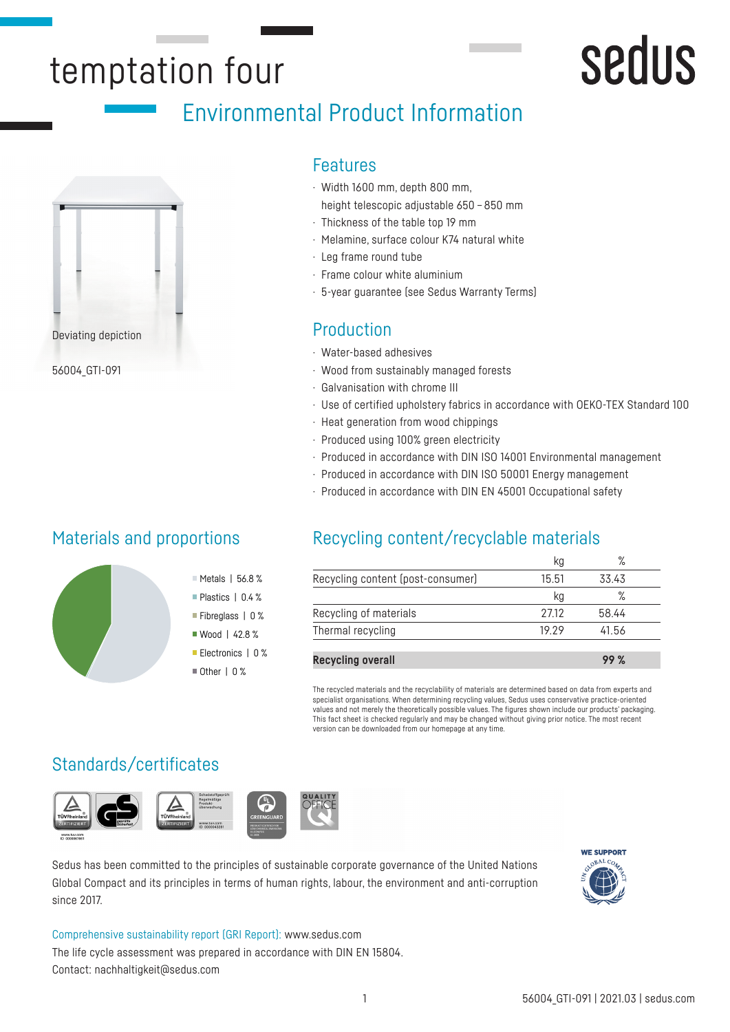# temptation four

sedus

## Environmental Product Information

Deviating depiction

56004_GTI-091

### Features

- Width 1600 mm, depth 800 mm, height telescopic adjustable 650 – 850 mm
- Thickness of the table top 19 mm
- Melamine, surface colour K74 natural white
- Leg frame round tube
- Frame colour white aluminium
- 5-year guarantee (see Sedus Warranty Terms)

### Production

- Water-based adhesives
- Wood from sustainably managed forests
- Galvanisation with chrome III
- Use of certified upholstery fabrics in accordance with OEKO-TEX Standard 100
- Heat generation from wood chippings
- Produced using 100% green electricity
- Produced in accordance with DIN ISO 14001 Environmental management
- Produced in accordance with DIN ISO 50001 Energy management
- Produced in accordance with DIN EN 45001 Occupational safety

### Materials and proportions

- Metals | 56.8 %
- Plastics | 0.4 %
- Fibreglass | 0 %
- Wood | 42.8 %
- Electronics | 0 %
- Other | 0 %

### Recycling content/recyclable materials

| | kg | % |
|---|---|---|
| Recycling content (post-consumer) | 15.51 | 33.43 |
| | kg | % |
| Recycling of materials | 27.12 | 58.44 |
| Thermal recycling | 19.29 | 41.56 |
| **Recycling overall** | | **99 %** |

The recycled materials and the recyclability of materials are determined based on data from experts and specialist organisations. When determining recycling values, Sedus uses conservative practice-oriented values and not merely the theoretically possible values. The figures shown include our products' packaging. This fact sheet is checked regularly and may be changed without giving prior notice. The most recent version can be downloaded from our homepage at any time.

### Standards/certificates

Sedus has been committed to the principles of sustainable corporate governance of the United Nations Global Compact and its principles in terms of human rights, labour, the environment and anti-corruption since 2017.

WE SUPPORT

Comprehensive sustainability report (GRI Report): www.sedus.com

The life cycle assessment was prepared in accordance with DIN EN 15804.

Contact: nachhaltigkeit@sedus.com

56004_GTI-091 | 2021.03 | sedus.com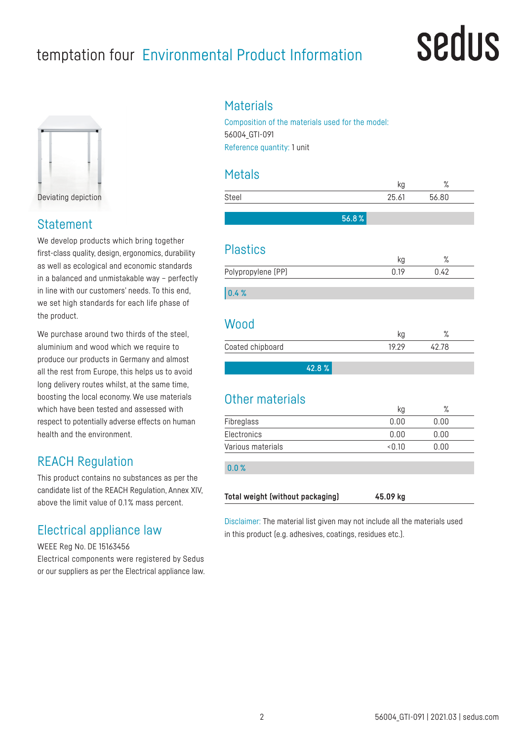# temptation four Environmental Product Information

Deviating depiction

## Statement

We develop products which bring together first-class quality, design, ergonomics, durability as well as ecological and economic standards in a balanced and unmistakable way – perfectly in line with our customers' needs. To this end, we set high standards for each life phase of the product.

We purchase around two thirds of the steel, aluminium and wood which we require to produce our products in Germany and almost all the rest from Europe, this helps us to avoid long delivery routes whilst, at the same time, boosting the local economy. We use materials which have been tested and assessed with respect to potentially adverse effects on human health and the environment.

## REACH Regulation

This product contains no substances as per the candidate list of the REACH Regulation, Annex XIV, above the limit value of 0.1 % mass percent.

## Electrical appliance law

WEEE Reg No. DE 15163456
Electrical components were registered by Sedus or our suppliers as per the Electrical appliance law.

## Materials

Composition of the materials used for the model:
56004_GTI-091
Reference quantity: 1 unit

### Metals

| | kg | % |
|---|---|---|
| Steel | 25.61 | 56.80 |

56.8 %

### Plastics

| | kg | % |
|---|---|---|
| Polypropylene (PP) | 0.19 | 0.42 |

0.4 %

### Wood

| | kg | % |
|---|---|---|
| Coated chipboard | 19.29 | 42.78 |

42.8 %

### Other materials

| | kg | % |
|---|---|---|
| Fibreglass | 0.00 | 0.00 |
| Electronics | 0.00 | 0.00 |
| Various materials | <0.10 | 0.00 |

0.0 %

| **Total weight (without packaging)** | **45.09 kg** |
|---|---|

Disclaimer: The material list given may not include all the materials used in this product (e.g. adhesives, coatings, residues etc.).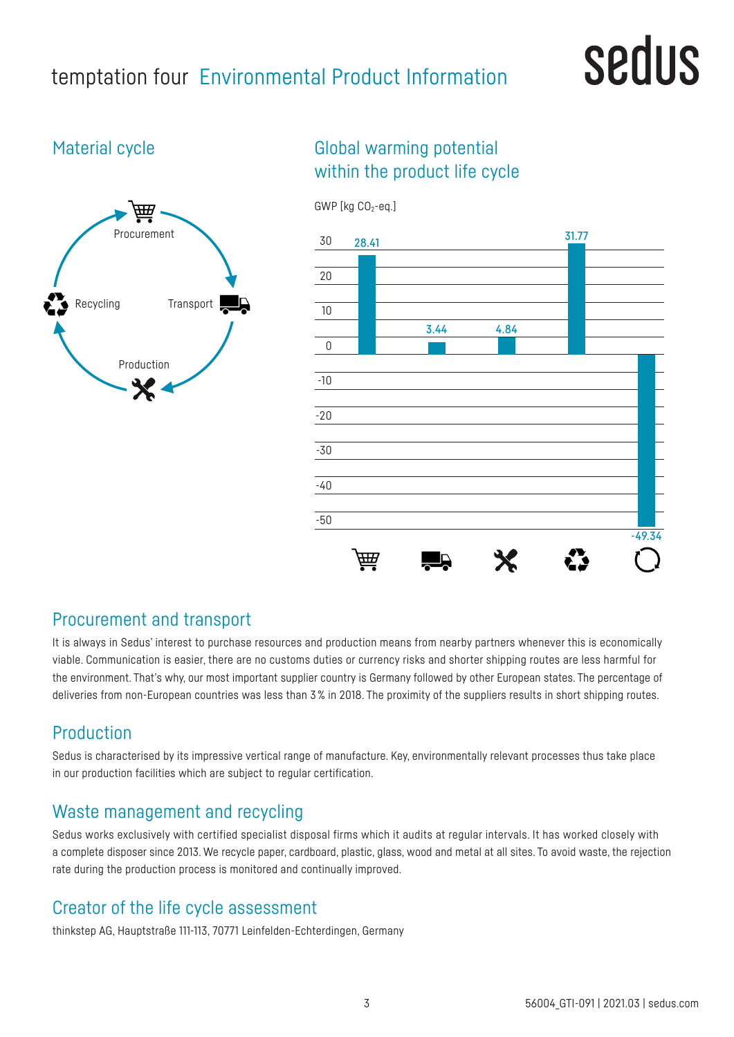# temptation four Environmental Product Information

## Material cycle

Procurement

Transport

Production

Recycling

## Global warming potential within the product life cycle

GWP [kg $CO_2$-eq.]

| Procurement | Transport | Production | Recycling | Total |
|---|---|---|---|---|
| 28.41 | 3.44 | 4.84 | 31.77 | -49.34 |

## Procurement and transport

It is always in Sedus' interest to purchase resources and production means from nearby partners whenever this is economically viable. Communication is easier, there are no customs duties or currency risks and shorter shipping routes are less harmful for the environment. That's why, our most important supplier country is Germany followed by other European states. The percentage of deliveries from non-European countries was less than 3 % in 2018. The proximity of the suppliers results in short shipping routes.

## Production

Sedus is characterised by its impressive vertical range of manufacture. Key, environmentally relevant processes thus take place in our production facilities which are subject to regular certification.

## Waste management and recycling

Sedus works exclusively with certified specialist disposal firms which it audits at regular intervals. It has worked closely with a complete disposer since 2013. We recycle paper, cardboard, plastic, glass, wood and metal at all sites. To avoid waste, the rejection rate during the production process is monitored and continually improved.

## Creator of the life cycle assessment

thinkstep AG, Hauptstraße 111-113, 70771 Leinfelden-Echterdingen, Germany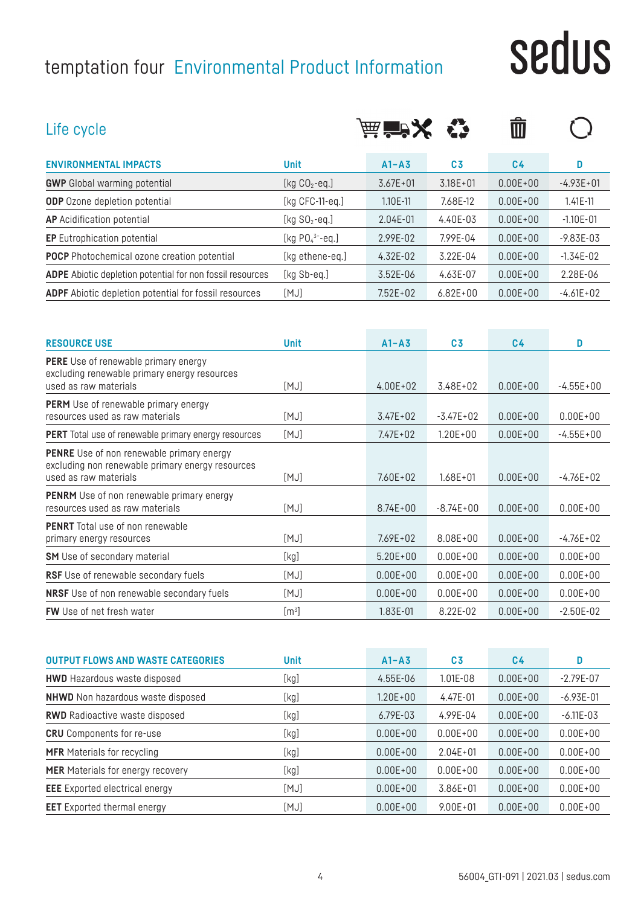# temptation four Environmental Product Information

sedus

## Life cycle

| ENVIRONMENTAL IMPACTS | Unit | A1–A3 | C3 | C4 | D |
|---|---|---|---|---|---|
| **GWP** Global warming potential | [kg $CO_2$-eq.] | 3.67E+01 | 3.18E+01 | 0.00E+00 | -4.93E+01 |
| **ODP** Ozone depletion potential | [kg CFC-11-eq.] | 1.10E-11 | 7.68E-12 | 0.00E+00 | 1.41E-11 |
| **AP** Acidification potential | [kg $SO_2$-eq.] | 2.04E-01 | 4.40E-03 | 0.00E+00 | -1.10E-01 |
| **EP** Eutrophication potential | [kg $PO_4^{3-}$-eq.] | 2.99E-02 | 7.99E-04 | 0.00E+00 | -9.83E-03 |
| **POCP** Photochemical ozone creation potential | [kg ethene-eq.] | 4.32E-02 | 3.22E-04 | 0.00E+00 | -1.34E-02 |
| **ADPE** Abiotic depletion potential for non fossil resources | [kg Sb-eq.] | 3.52E-06 | 4.63E-07 | 0.00E+00 | 2.28E-06 |
| **ADPF** Abiotic depletion potential for fossil resources | [MJ] | 7.52E+02 | 6.82E+00 | 0.00E+00 | -4.61E+02 |

| RESOURCE USE | Unit | A1–A3 | C3 | C4 | D |
|---|---|---|---|---|---|
| **PERE** Use of renewable primary energy excluding renewable primary energy resources used as raw materials | [MJ] | 4.00E+02 | 3.48E+02 | 0.00E+00 | -4.55E+00 |
| **PERM** Use of renewable primary energy resources used as raw materials | [MJ] | 3.47E+02 | -3.47E+02 | 0.00E+00 | 0.00E+00 |
| **PERT** Total use of renewable primary energy resources | [MJ] | 7.47E+02 | 1.20E+00 | 0.00E+00 | -4.55E+00 |
| **PENRE** Use of non renewable primary energy excluding non renewable primary energy resources used as raw materials | [MJ] | 7.60E+02 | 1.68E+01 | 0.00E+00 | -4.76E+02 |
| **PENRM** Use of non renewable primary energy resources used as raw materials | [MJ] | 8.74E+00 | -8.74E+00 | 0.00E+00 | 0.00E+00 |
| **PENRT** Total use of non renewable primary energy resources | [MJ] | 7.69E+02 | 8.08E+00 | 0.00E+00 | -4.76E+02 |
| **SM** Use of secondary material | [kg] | 5.20E+00 | 0.00E+00 | 0.00E+00 | 0.00E+00 |
| **RSF** Use of renewable secondary fuels | [MJ] | 0.00E+00 | 0.00E+00 | 0.00E+00 | 0.00E+00 |
| **NRSF** Use of non renewable secondary fuels | [MJ] | 0.00E+00 | 0.00E+00 | 0.00E+00 | 0.00E+00 |
| **FW** Use of net fresh water | [$m^3$] | 1.83E-01 | 8.22E-02 | 0.00E+00 | -2.50E-02 |

| OUTPUT FLOWS AND WASTE CATEGORIES | Unit | A1–A3 | C3 | C4 | D |
|---|---|---|---|---|---|
| **HWD** Hazardous waste disposed | [kg] | 4.55E-06 | 1.01E-08 | 0.00E+00 | -2.79E-07 |
| **NHWD** Non hazardous waste disposed | [kg] | 1.20E+00 | 4.47E-01 | 0.00E+00 | -6.93E-01 |
| **RWD** Radioactive waste disposed | [kg] | 6.79E-03 | 4.99E-04 | 0.00E+00 | -6.11E-03 |
| **CRU** Components for re-use | [kg] | 0.00E+00 | 0.00E+00 | 0.00E+00 | 0.00E+00 |
| **MFR** Materials for recycling | [kg] | 0.00E+00 | 2.04E+01 | 0.00E+00 | 0.00E+00 |
| **MER** Materials for energy recovery | [kg] | 0.00E+00 | 0.00E+00 | 0.00E+00 | 0.00E+00 |
| **EEE** Exported electrical energy | [MJ] | 0.00E+00 | 3.86E+01 | 0.00E+00 | 0.00E+00 |
| **EET** Exported thermal energy | [MJ] | 0.00E+00 | 9.00E+01 | 0.00E+00 | 0.00E+00 |

56004_GTI-091 | 2021.03 | sedus.com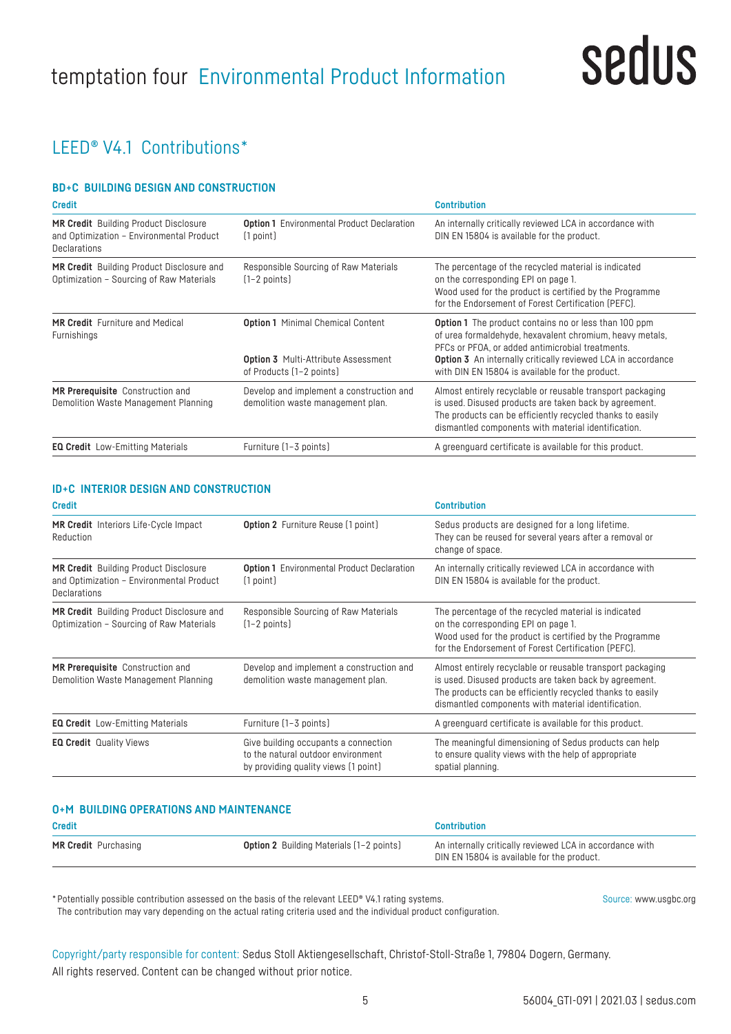# temptation four Environmental Product Information

## LEED® V4.1 Contributions*

### BD+C BUILDING DESIGN AND CONSTRUCTION

| Credit | | Contribution |
|---|---|---|
| **MR Credit** Building Product Disclosure and Optimization – Environmental Product Declarations | **Option 1** Environmental Product Declaration (1 point) | An internally critically reviewed LCA in accordance with DIN EN 15804 is available for the product. |
| **MR Credit** Building Product Disclosure and Optimization – Sourcing of Raw Materials | Responsible Sourcing of Raw Materials (1–2 points) | The percentage of the recycled material is indicated on the corresponding EPI on page 1. Wood used for the product is certified by the Programme for the Endorsement of Forest Certification (PEFC). |
| **MR Credit** Furniture and Medical Furnishings | **Option 1** Minimal Chemical Content<br><br>**Option 3** Multi-Attribute Assessment of Products (1–2 points) | **Option 1** The product contains no or less than 100 ppm of urea formaldehyde, hexavalent chromium, heavy metals, PFCs or PFOA, or added antimicrobial treatments.<br>**Option 3** An internally critically reviewed LCA in accordance with DIN EN 15804 is available for the product. |
| **MR Prerequisite** Construction and Demolition Waste Management Planning | Develop and implement a construction and demolition waste management plan. | Almost entirely recyclable or reusable transport packaging is used. Disused products are taken back by agreement. The products can be efficiently recycled thanks to easily dismantled components with material identification. |
| **EQ Credit** Low-Emitting Materials | Furniture (1–3 points) | A greenguard certificate is available for this product. |

### ID+C INTERIOR DESIGN AND CONSTRUCTION

| Credit | | Contribution |
|---|---|---|
| **MR Credit** Interiors Life-Cycle Impact Reduction | **Option 2** Furniture Reuse (1 point) | Sedus products are designed for a long lifetime. They can be reused for several years after a removal or change of space. |
| **MR Credit** Building Product Disclosure and Optimization – Environmental Product Declarations | **Option 1** Environmental Product Declaration (1 point) | An internally critically reviewed LCA in accordance with DIN EN 15804 is available for the product. |
| **MR Credit** Building Product Disclosure and Optimization – Sourcing of Raw Materials | Responsible Sourcing of Raw Materials (1–2 points) | The percentage of the recycled material is indicated on the corresponding EPI on page 1. Wood used for the product is certified by the Programme for the Endorsement of Forest Certification (PEFC). |
| **MR Prerequisite** Construction and Demolition Waste Management Planning | Develop and implement a construction and demolition waste management plan. | Almost entirely recyclable or reusable transport packaging is used. Disused products are taken back by agreement. The products can be efficiently recycled thanks to easily dismantled components with material identification. |
| **EQ Credit** Low-Emitting Materials | Furniture (1–3 points) | A greenguard certificate is available for this product. |
| **EQ Credit** Quality Views | Give building occupants a connection to the natural outdoor environment by providing quality views (1 point) | The meaningful dimensioning of Sedus products can help to ensure quality views with the help of appropriate spatial planning. |

### O+M BUILDING OPERATIONS AND MAINTENANCE

| Credit | | Contribution |
|---|---|---|
| **MR Credit** Purchasing | **Option 2** Building Materials (1–2 points) | An internally critically reviewed LCA in accordance with DIN EN 15804 is available for the product. |

* Potentially possible contribution assessed on the basis of the relevant LEED® V4.1 rating systems. The contribution may vary depending on the actual rating criteria used and the individual product configuration.

Source: www.usgbc.org

Copyright/party responsible for content: Sedus Stoll Aktiengesellschaft, Christof-Stoll-Straße 1, 79804 Dogern, Germany.
All rights reserved. Content can be changed without prior notice.

56004_GTI-091 | 2021.03 | sedus.com